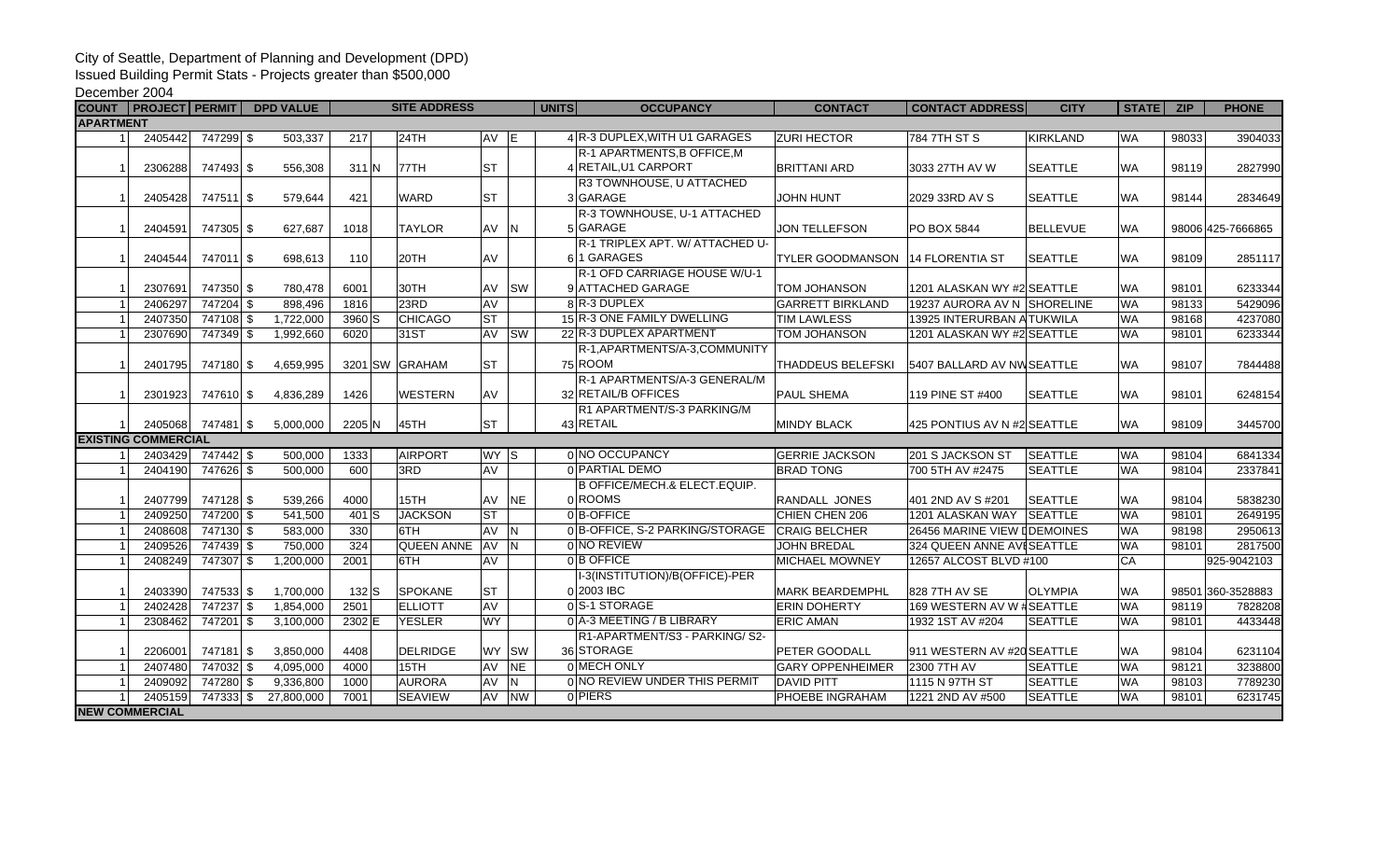City of Seattle, Department of Planning and Development (DPD)
Issued Building Permit Stats - Projects greater than $500,000
December 2004

| COUNT | PROJECT | PERMIT | DPD VALUE | SITE ADDRESS | | | | UNITS | OCCUPANCY | CONTACT | CONTACT ADDRESS | CITY | STATE | ZIP | PHONE |
|---|---|---|---|---|---|---|---|---|---|---|---|---|---|---|---|
| **APARTMENT** | | | | | | | | | | | | | | | |
| 1 | 2405442 | 747299 | $ 503,337 | 217 | | 24TH | AV | E | 4 | R-3 DUPLEX,WITH U1 GARAGES | ZURI HECTOR | 784 7TH ST S | KIRKLAND | WA | 98033 | 3904033 |
| 1 | 2306288 | 747493 | $ 556,308 | 311 | N | 77TH | ST | | 4 | R-1 APARTMENTS,B OFFICE,M RETAIL,U1 CARPORT | BRITTANI ARD | 3033 27TH AV W | SEATTLE | WA | 98119 | 2827990 |
| 1 | 2405428 | 747511 | $ 579,644 | 421 | | WARD | ST | | 3 | R3 TOWNHOUSE, U ATTACHED GARAGE | JOHN HUNT | 2029 33RD AV S | SEATTLE | WA | 98144 | 2834649 |
| 1 | 2404591 | 747305 | $ 627,687 | 1018 | | TAYLOR | AV | N | 5 | R-3 TOWNHOUSE, U-1 ATTACHED GARAGE | JON TELLEFSON | PO BOX 5844 | BELLEVUE | WA | 98006 | 425-7666865 |
| 1 | 2404544 | 747011 | $ 698,613 | 110 | | 20TH | AV | | 6 | R-1 TRIPLEX APT. W/ ATTACHED U-1 GARAGES | TYLER GOODMANSON | 14 FLORENTIA ST | SEATTLE | WA | 98109 | 2851117 |
| 1 | 2307691 | 747350 | $ 780,478 | 6001 | | 30TH | AV | SW | 9 | R-1 OFD CARRIAGE HOUSE W/U-1 ATTACHED GARAGE | TOM JOHANSON | 1201 ALASKAN WY #2 | SEATTLE | WA | 98101 | 6233344 |
| 1 | 2406297 | 747204 | $ 898,496 | 1816 | | 23RD | AV | | 8 | R-3 DUPLEX | GARRETT BIRKLAND | 19237 AURORA AV N | SHORELINE | WA | 98133 | 5429096 |
| 1 | 2407350 | 747108 | $ 1,722,000 | 3960 | S | CHICAGO | ST | | 15 | R-3 ONE FAMILY DWELLING | TIM LAWLESS | 13925 INTERURBAN A | TUKWILA | WA | 98168 | 4237080 |
| 1 | 2307690 | 747349 | $ 1,992,660 | 6020 | | 31ST | AV | SW | 22 | R-3 DUPLEX APARTMENT | TOM JOHANSON | 1201 ALASKAN WY #2 | SEATTLE | WA | 98101 | 6233344 |
| 1 | 2401795 | 747180 | $ 4,659,995 | 3201 | SW | GRAHAM | ST | | 75 | R-1,APARTMENTS/A-3,COMMUNITY ROOM | THADDEUS BELEFSKI | 5407 BALLARD AV NW | SEATTLE | WA | 98107 | 7844488 |
| 1 | 2301923 | 747610 | $ 4,836,289 | 1426 | | WESTERN | AV | | 32 | R-1 APARTMENTS/A-3 GENERAL/M RETAIL/B OFFICES | PAUL SHEMA | 119 PINE ST #400 | SEATTLE | WA | 98101 | 6248154 |
| 1 | 2405068 | 747481 | $ 5,000,000 | 2205 | N | 45TH | ST | | 43 | R1 APARTMENT/S-3 PARKING/M RETAIL | MINDY BLACK | 425 PONTIUS AV N #2 | SEATTLE | WA | 98109 | 3445700 |
| **EXISTING COMMERCIAL** | | | | | | | | | | | | | | | |
| 1 | 2403429 | 747442 | $ 500,000 | 1333 | | AIRPORT | WY | S | 0 | NO OCCUPANCY | GERRIE JACKSON | 201 S JACKSON ST | SEATTLE | WA | 98104 | 6841334 |
| 1 | 2404190 | 747626 | $ 500,000 | 600 | | 3RD | AV | | 0 | PARTIAL DEMO | BRAD TONG | 700 5TH AV #2475 | SEATTLE | WA | 98104 | 2337841 |
| 1 | 2407799 | 747128 | $ 539,266 | 4000 | | 15TH | AV | NE | 0 | B OFFICE/MECH.& ELECT.EQUIP. ROOMS | RANDALL JONES | 401 2ND AV S #201 | SEATTLE | WA | 98104 | 5838230 |
| 1 | 2409250 | 747200 | $ 541,500 | 401 | S | JACKSON | ST | | 0 | B-OFFICE | CHIEN CHEN 206 | 1201 ALASKAN WAY | SEATTLE | WA | 98101 | 2649195 |
| 1 | 2408608 | 747130 | $ 583,000 | 330 | | 6TH | AV | N | 0 | B-OFFICE, S-2 PARKING/STORAGE | CRAIG BELCHER | 26456 MARINE VIEW D | DEMOINES | WA | 98198 | 2950613 |
| 1 | 2409526 | 747439 | $ 750,000 | 324 | | QUEEN ANNE | AV | N | 0 | NO REVIEW | JOHN BREDAL | 324 QUEEN ANNE AVE | SEATTLE | WA | 98101 | 2817500 |
| 1 | 2408249 | 747307 | $ 1,200,000 | 2001 | | 6TH | AV | | 0 | B OFFICE | MICHAEL MOWNEY | 12657 ALCOST BLVD #100 | | CA | | 925-9042103 |
| 1 | 2403390 | 747533 | $ 1,700,000 | 132 | S | SPOKANE | ST | | 0 | I-3(INSTITUTION)/B(OFFICE)-PER 2003 IBC | MARK BEARDEMPHL | 828 7TH AV SE | OLYMPIA | WA | 98501 | 360-3528883 |
| 1 | 2402428 | 747237 | $ 1,854,000 | 2501 | | ELLIOTT | AV | | 0 | S-1 STORAGE | ERIN DOHERTY | 169 WESTERN AV W # | SEATTLE | WA | 98119 | 7828208 |
| 1 | 2308462 | 747201 | $ 3,100,000 | 2302 | E | YESLER | WY | | 0 | A-3 MEETING / B LIBRARY | ERIC AMAN | 1932 1ST AV #204 | SEATTLE | WA | 98101 | 4433448 |
| 1 | 2206001 | 747181 | $ 3,850,000 | 4408 | | DELRIDGE | WY | SW | 36 | R1-APARTMENT/S3 - PARKING/ S2-STORAGE | PETER GOODALL | 911 WESTERN AV #20 | SEATTLE | WA | 98104 | 6231104 |
| 1 | 2407480 | 747032 | $ 4,095,000 | 4000 | | 15TH | AV | NE | 0 | MECH ONLY | GARY OPPENHEIMER | 2300 7TH AV | SEATTLE | WA | 98121 | 3238800 |
| 1 | 2409092 | 747280 | $ 9,336,800 | 1000 | | AURORA | AV | N | 0 | NO REVIEW UNDER THIS PERMIT | DAVID PITT | 1115 N 97TH ST | SEATTLE | WA | 98103 | 7789230 |
| 1 | 2405159 | 747333 | $ 27,800,000 | 7001 | | SEAVIEW | AV | NW | 0 | PIERS | PHOEBE INGRAHAM | 1221 2ND AV #500 | SEATTLE | WA | 98101 | 6231745 |
| **NEW COMMERCIAL** | | | | | | | | | | | | | | | |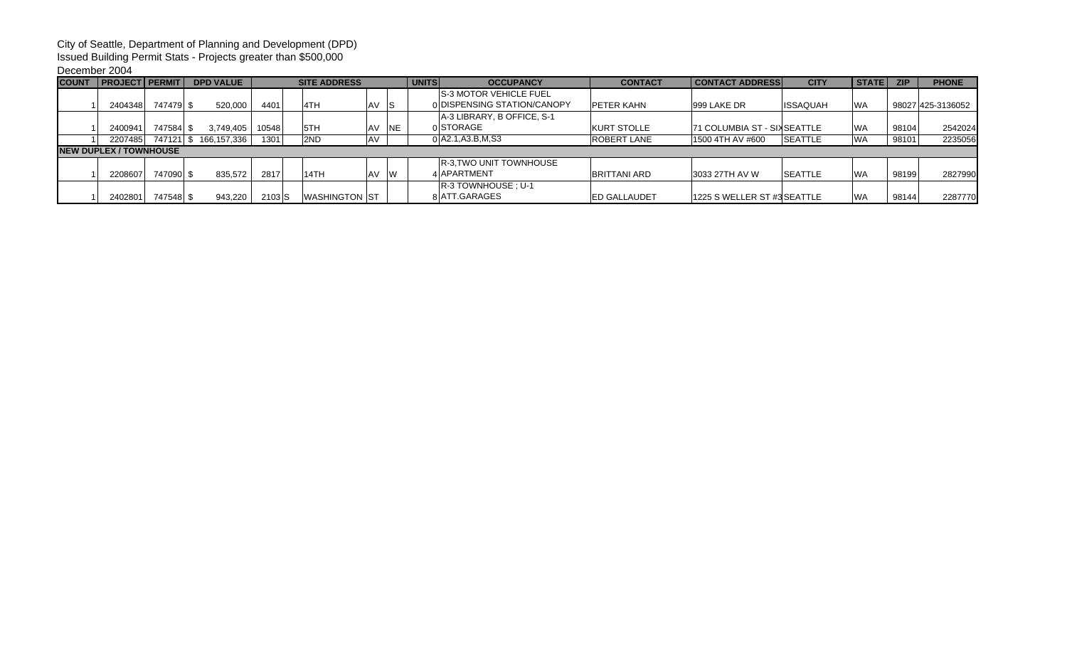City of Seattle, Department of Planning and Development (DPD)
Issued Building Permit Stats - Projects greater than $500,000
December 2004

| COUNT | PROJECT | PERMIT | DPD VALUE | SITE ADDRESS | | | | | UNITS | OCCUPANCY | CONTACT | CONTACT ADDRESS | CITY | STATE | ZIP | PHONE |
|---|---|---|---|---|---|---|---|---|---|---|---|---|---|---|---|---|
| 1 | 2404348 | 747479 | $ 520,000 | 4401 | | 4TH | AV | S | 0 | S-3 MOTOR VEHICLE FUEL DISPENSING STATION/CANOPY | PETER KAHN | 999 LAKE DR | ISSAQUAH | WA | 98027 | 425-3136052 |
| 1 | 2400941 | 747584 | $ 3,749,405 | 10548 | | 5TH | AV | NE | 0 | A-3 LIBRARY, B OFFICE, S-1 STORAGE | KURT STOLLE | 71 COLUMBIA ST - SIX | SEATTLE | WA | 98104 | 2542024 |
| 1 | 2207485 | 747121 | $ 166,157,336 | 1301 | | 2ND | AV | | 0 | A2.1,A3.B,M,S3 | ROBERT LANE | 1500 4TH AV #600 | SEATTLE | WA | 98101 | 2235056 |
| **NEW DUPLEX / TOWNHOUSE** | | | | | | | | | | | | | | | | |
| 1 | 2208607 | 747090 | $ 835,572 | 2817 | | 14TH | AV | W | 4 | R-3,TWO UNIT TOWNHOUSE APARTMENT | BRITTANI ARD | 3033 27TH AV W | SEATTLE | WA | 98199 | 2827990 |
| 1 | 2402801 | 747548 | $ 943,220 | 2103 | S | WASHINGTON | ST | | 8 | R-3 TOWNHOUSE ; U-1 ATT.GARAGES | ED GALLAUDET | 1225 S WELLER ST #3 | SEATTLE | WA | 98144 | 2287770 |